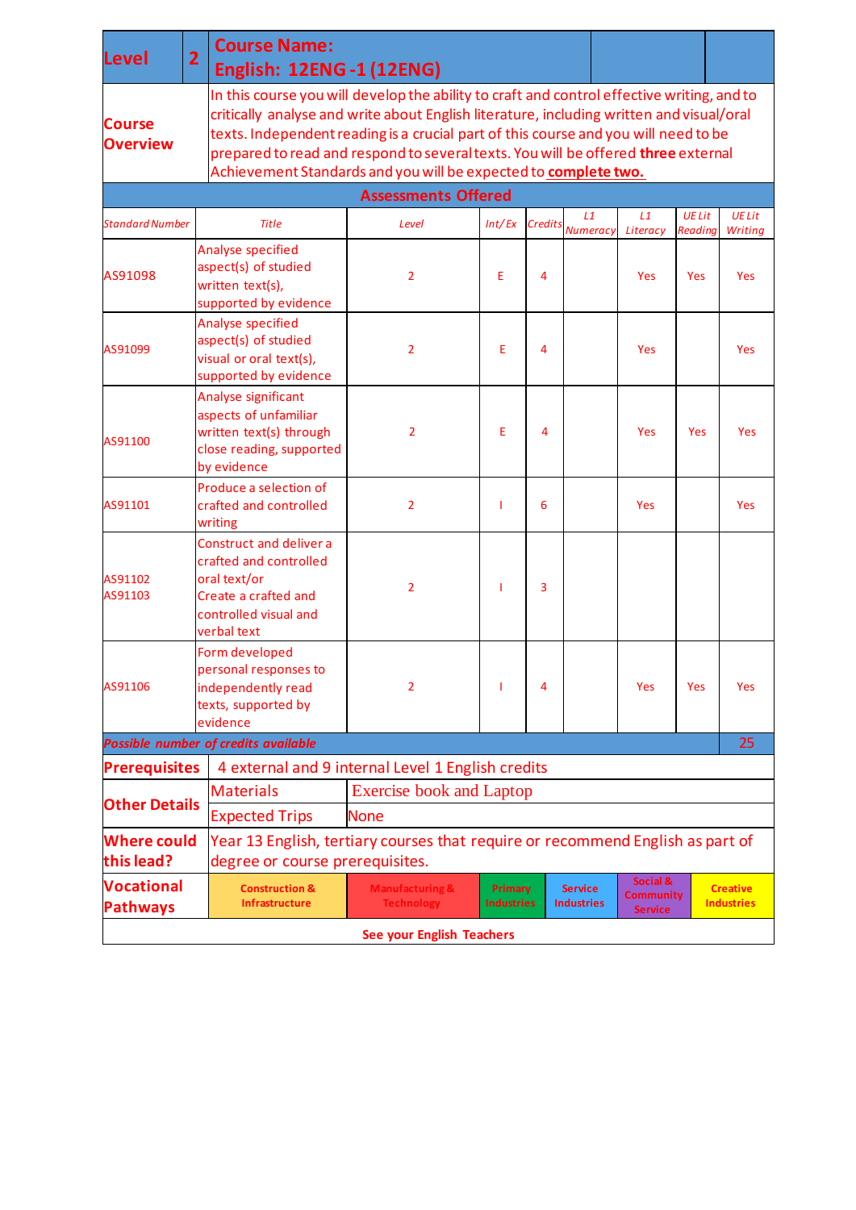| Level | 2 | Course Name: English: 12ENG -1 (12ENG) |
|---|---|---|

**Course Overview**

In this course you will develop the ability to craft and control effective writing, and to critically analyse and write about English literature, including written and visual/oral texts. Independent reading is a crucial part of this course and you will need to be prepared to read and respond to several texts. You will be offered **three** external Achievement Standards and you will be expected to **complete two.**

## Assessments Offered

| Standard Number | Title | Level | Int/Ex | Credits | L1 Numeracy | L1 Literacy | UE Lit Reading | UE Lit Writing |
|---|---|---|---|---|---|---|---|---|
| AS91098 | Analyse specified aspect(s) of studied written text(s), supported by evidence | 2 | E | 4 | | Yes | Yes | Yes |
| AS91099 | Analyse specified aspect(s) of studied visual or oral text(s), supported by evidence | 2 | E | 4 | | Yes | | Yes |
| AS91100 | Analyse significant aspects of unfamiliar written text(s) through close reading, supported by evidence | 2 | E | 4 | | Yes | Yes | Yes |
| AS91101 | Produce a selection of crafted and controlled writing | 2 | I | 6 | | Yes | | Yes |
| AS91102 AS91103 | Construct and deliver a crafted and controlled oral text/or Create a crafted and controlled visual and verbal text | 2 | I | 3 | | | | |
| AS91106 | Form developed personal responses to independently read texts, supported by evidence | 2 | I | 4 | | Yes | Yes | Yes |
| *Possible number of credits available* | | | | | | | | 25 |

| | | |
|---|---|---|
| **Prerequisites** | 4 external and 9 internal Level 1 English credits | |
| **Other Details** | Materials | Exercise book and Laptop |
| | Expected Trips | None |
| **Where could this lead?** | Year 13 English, tertiary courses that require or recommend English as part of degree or course prerequisites. | |

| **Vocational Pathways** | Construction & Infrastructure | Manufacturing & Technology | Primary Industries | Service Industries | Social & Community Service | Creative Industries |
|---|---|---|---|---|---|---|

**See your English Teachers**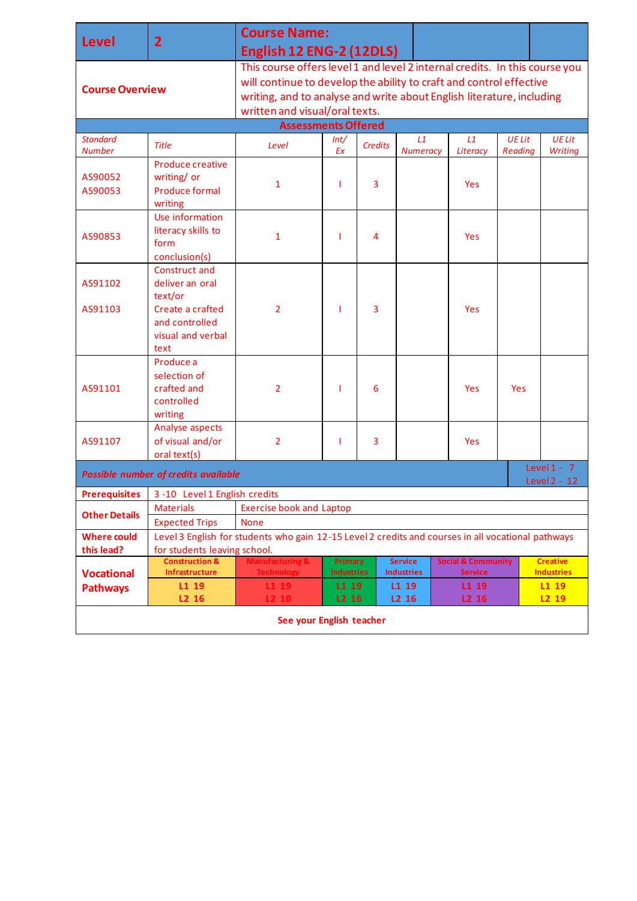| Level | 2 | Course Name: English 12 ENG-2 (12DLS) | | |
|---|---|---|---|---|
| **Course Overview** | | This course offers level 1 and level 2 internal credits. In this course you will continue to develop the ability to craft and control effective writing, and to analyse and write about English literature, including written and visual/oral texts. | | |

**Assessments Offered**

| *Standard Number* | *Title* | *Level* | *Int/ Ex* | *Credits* | *L1 Numeracy* | *L1 Literacy* | *UE Lit Reading* | *UE Lit Writing* |
|---|---|---|---|---|---|---|---|---|
| AS90052 AS90053 | Produce creative writing/ or Produce formal writing | 1 | I | 3 | | Yes | | |
| AS90853 | Use information literacy skills to form conclusion(s) | 1 | I | 4 | | Yes | | |
| AS91102 AS91103 | Construct and deliver an oral text/or Create a crafted and controlled visual and verbal text | 2 | I | 3 | | Yes | | |
| AS91101 | Produce a selection of crafted and controlled writing | 2 | I | 6 | | Yes | Yes | |
| AS91107 | Analyse aspects of visual and/or oral text(s) | 2 | I | 3 | | Yes | | |

***Possible number of credits available*** — Level 1 - 7, Level 2 - 12

| | | |
|---|---|---|
| **Prerequisites** | 3 -10 Level 1 English credits | |
| **Other Details** | Materials | Exercise book and Laptop |
| | Expected Trips | None |
| **Where could this lead?** | Level 3 English for students who gain 12-15 Level 2 credits and courses in all vocational pathways for students leaving school. | |

| **Vocational Pathways** | Construction & Infrastructure | Manufacturing & Technology | Primary Industries | Service Industries | Social & Community Service | Creative Industries |
|---|---|---|---|---|---|---|
| | L1 19 L2 16 | L1 19 L2 10 | L1 19 L2 16 | L1 19 L2 16 | L1 19 L2 16 | L1 19 L2 19 |

**See your English teacher**